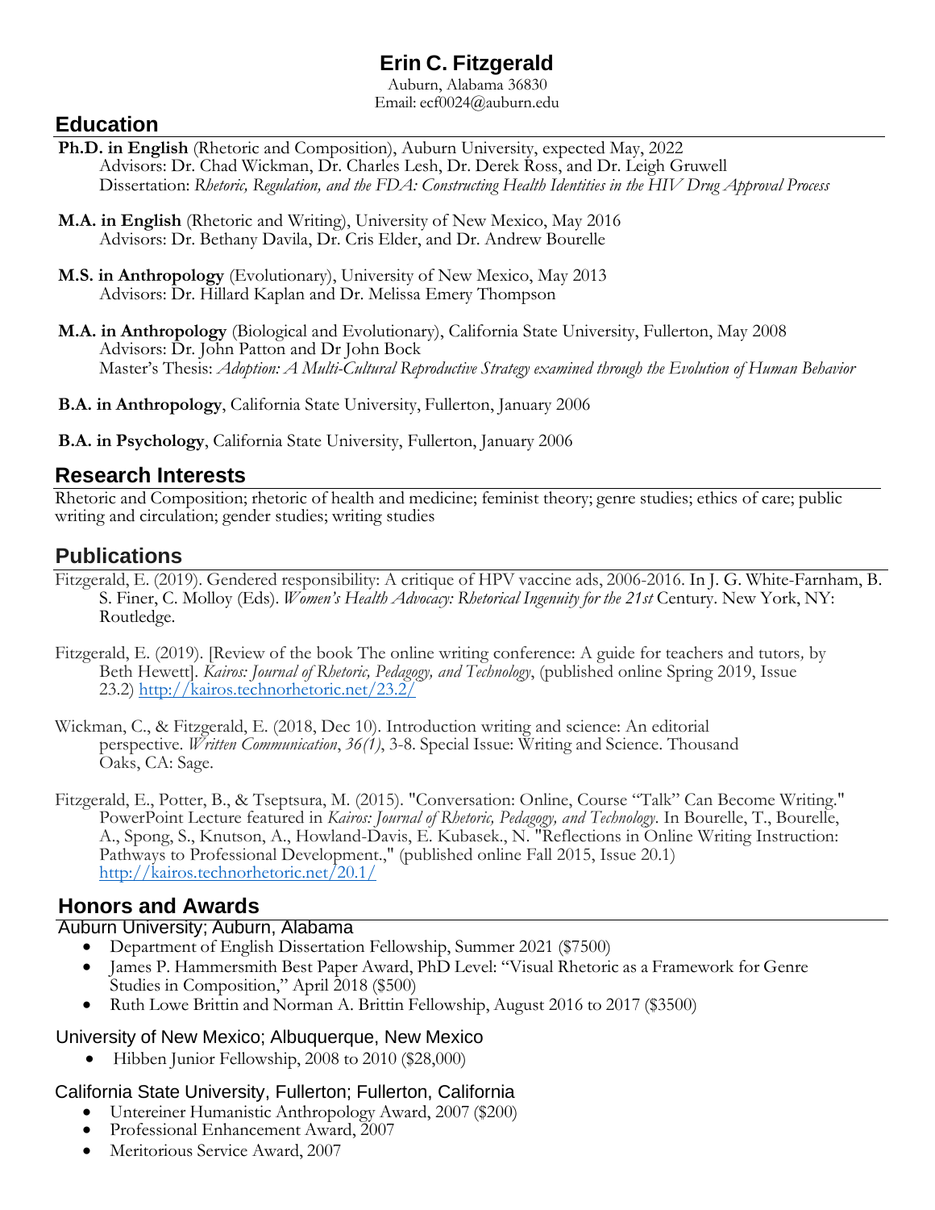# Erin C. Fitzgerald

Auburn, Alabama 36830
Email: ecf0024@auburn.edu

## Education

**Ph.D. in English** (Rhetoric and Composition), Auburn University, expected May, 2022
Advisors: Dr. Chad Wickman, Dr. Charles Lesh, Dr. Derek Ross, and Dr. Leigh Gruwell
Dissertation: *Rhetoric, Regulation, and the FDA: Constructing Health Identities in the HIV Drug Approval Process*

**M.A. in English** (Rhetoric and Writing), University of New Mexico, May 2016
Advisors: Dr. Bethany Davila, Dr. Cris Elder, and Dr. Andrew Bourelle

**M.S. in Anthropology** (Evolutionary), University of New Mexico, May 2013
Advisors: Dr. Hillard Kaplan and Dr. Melissa Emery Thompson

**M.A. in Anthropology** (Biological and Evolutionary), California State University, Fullerton, May 2008
Advisors: Dr. John Patton and Dr John Bock
Master's Thesis: *Adoption: A Multi-Cultural Reproductive Strategy examined through the Evolution of Human Behavior*

**B.A. in Anthropology**, California State University, Fullerton, January 2006

**B.A. in Psychology**, California State University, Fullerton, January 2006

## Research Interests

Rhetoric and Composition; rhetoric of health and medicine; feminist theory; genre studies; ethics of care; public writing and circulation; gender studies; writing studies

## Publications

Fitzgerald, E. (2019). Gendered responsibility: A critique of HPV vaccine ads, 2006-2016. In J. G. White-Farnham, B. S. Finer, C. Molloy (Eds). *Women's Health Advocacy: Rhetorical Ingenuity for the 21st* Century. New York, NY: Routledge.

Fitzgerald, E. (2019). [Review of the book The online writing conference: A guide for teachers and tutors, by Beth Hewett]. *Kairos: Journal of Rhetoric, Pedagogy, and Technology*, (published online Spring 2019, Issue 23.2) http://kairos.technorhetoric.net/23.2/

Wickman, C., & Fitzgerald, E. (2018, Dec 10). Introduction writing and science: An editorial perspective. *Written Communication*, *36(1)*, 3-8. Special Issue: Writing and Science. Thousand Oaks, CA: Sage.

Fitzgerald, E., Potter, B., & Tseptsura, M. (2015). "Conversation: Online, Course "Talk" Can Become Writing." PowerPoint Lecture featured in *Kairos: Journal of Rhetoric, Pedagogy, and Technology*. In Bourelle, T., Bourelle, A., Spong, S., Knutson, A., Howland-Davis, E. Kubasek., N. "Reflections in Online Writing Instruction: Pathways to Professional Development.," (published online Fall 2015, Issue 20.1) http://kairos.technorhetoric.net/20.1/

## Honors and Awards

### Auburn University; Auburn, Alabama

- Department of English Dissertation Fellowship, Summer 2021 ($7500)
- James P. Hammersmith Best Paper Award, PhD Level: "Visual Rhetoric as a Framework for Genre Studies in Composition," April 2018 ($500)
- Ruth Lowe Brittin and Norman A. Brittin Fellowship, August 2016 to 2017 ($3500)

### University of New Mexico; Albuquerque, New Mexico

- Hibben Junior Fellowship, 2008 to 2010 ($28,000)

### California State University, Fullerton; Fullerton, California

- Untereiner Humanistic Anthropology Award, 2007 ($200)
- Professional Enhancement Award, 2007
- Meritorious Service Award, 2007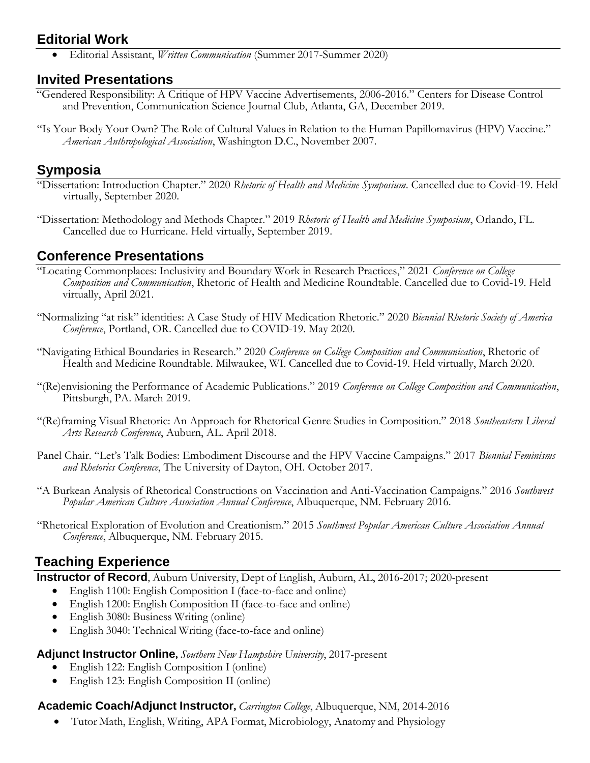## Editorial Work

- Editorial Assistant, *Written Communication* (Summer 2017-Summer 2020)

## Invited Presentations

"Gendered Responsibility: A Critique of HPV Vaccine Advertisements, 2006-2016." Centers for Disease Control and Prevention, Communication Science Journal Club, Atlanta, GA, December 2019.

"Is Your Body Your Own? The Role of Cultural Values in Relation to the Human Papillomavirus (HPV) Vaccine." *American Anthropological Association*, Washington D.C., November 2007.

## Symposia

"Dissertation: Introduction Chapter." 2020 *Rhetoric of Health and Medicine Symposium*. Cancelled due to Covid-19. Held virtually, September 2020.

"Dissertation: Methodology and Methods Chapter." 2019 *Rhetoric of Health and Medicine Symposium*, Orlando, FL. Cancelled due to Hurricane. Held virtually, September 2019.

## Conference Presentations

"Locating Commonplaces: Inclusivity and Boundary Work in Research Practices," 2021 *Conference on College Composition and Communication*, Rhetoric of Health and Medicine Roundtable. Cancelled due to Covid-19. Held virtually, April 2021.

"Normalizing "at risk" identities: A Case Study of HIV Medication Rhetoric." 2020 *Biennial Rhetoric Society of America Conference*, Portland, OR. Cancelled due to COVID-19. May 2020.

"Navigating Ethical Boundaries in Research." 2020 *Conference on College Composition and Communication*, Rhetoric of Health and Medicine Roundtable. Milwaukee, WI. Cancelled due to Covid-19. Held virtually, March 2020.

"(Re)envisioning the Performance of Academic Publications." 2019 *Conference on College Composition and Communication*, Pittsburgh, PA. March 2019.

"(Re)framing Visual Rhetoric: An Approach for Rhetorical Genre Studies in Composition." 2018 *Southeastern Liberal Arts Research Conference*, Auburn, AL. April 2018.

Panel Chair. "Let's Talk Bodies: Embodiment Discourse and the HPV Vaccine Campaigns." 2017 *Biennial Feminisms and Rhetorics Conference*, The University of Dayton, OH. October 2017.

"A Burkean Analysis of Rhetorical Constructions on Vaccination and Anti-Vaccination Campaigns." 2016 *Southwest Popular American Culture Association Annual Conference*, Albuquerque, NM. February 2016.

"Rhetorical Exploration of Evolution and Creationism." 2015 *Southwest Popular American Culture Association Annual Conference*, Albuquerque, NM. February 2015.

## Teaching Experience

**Instructor of Record**, Auburn University, Dept of English, Auburn, AL, 2016-2017; 2020-present

- English 1100: English Composition I (face-to-face and online)
- English 1200: English Composition II (face-to-face and online)
- English 3080: Business Writing (online)
- English 3040: Technical Writing (face-to-face and online)

**Adjunct Instructor Online**, *Southern New Hampshire University*, 2017-present

- English 122: English Composition I (online)
- English 123: English Composition II (online)

**Academic Coach/Adjunct Instructor**, *Carrington College*, Albuquerque, NM, 2014-2016

- Tutor Math, English, Writing, APA Format, Microbiology, Anatomy and Physiology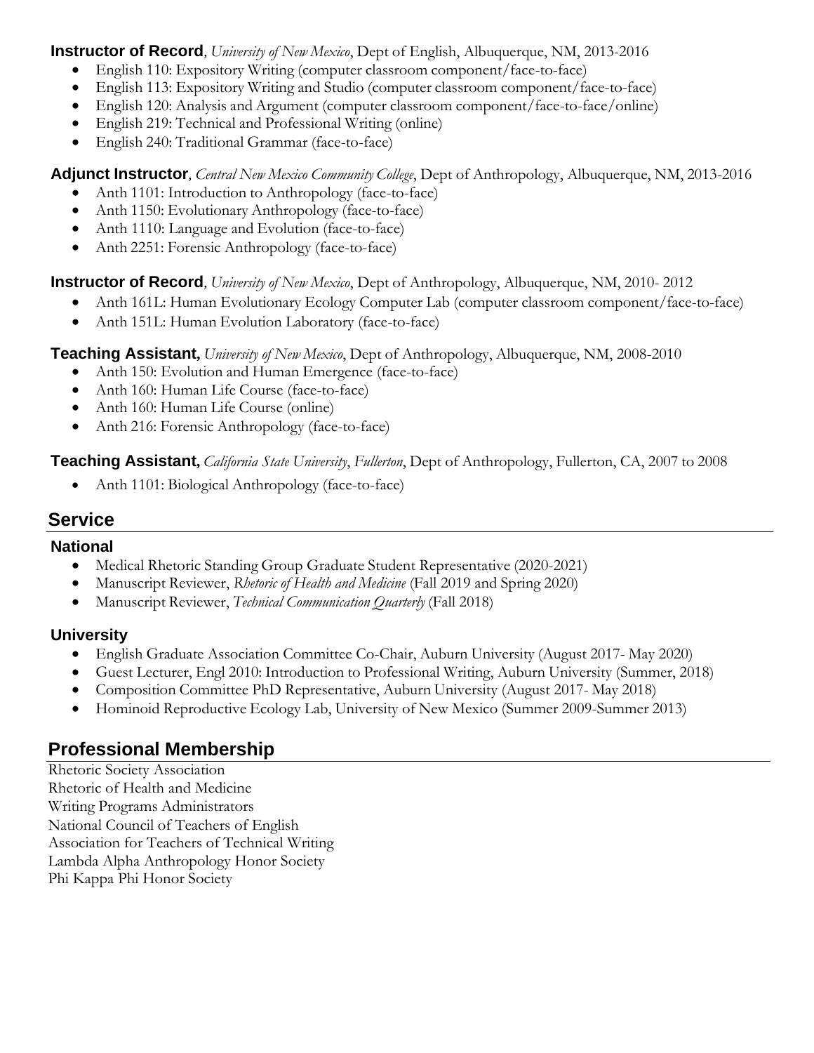**Instructor of Record**, *University of New Mexico*, Dept of English, Albuquerque, NM, 2013-2016

- English 110: Expository Writing (computer classroom component/face-to-face)
- English 113: Expository Writing and Studio (computer classroom component/face-to-face)
- English 120: Analysis and Argument (computer classroom component/face-to-face/online)
- English 219: Technical and Professional Writing (online)
- English 240: Traditional Grammar (face-to-face)

**Adjunct Instructor**, *Central New Mexico Community College*, Dept of Anthropology, Albuquerque, NM, 2013-2016

- Anth 1101: Introduction to Anthropology (face-to-face)
- Anth 1150: Evolutionary Anthropology (face-to-face)
- Anth 1110: Language and Evolution (face-to-face)
- Anth 2251: Forensic Anthropology (face-to-face)

**Instructor of Record**, *University of New Mexico*, Dept of Anthropology, Albuquerque, NM, 2010- 2012

- Anth 161L: Human Evolutionary Ecology Computer Lab (computer classroom component/face-to-face)
- Anth 151L: Human Evolution Laboratory (face-to-face)

**Teaching Assistant,** *University of New Mexico*, Dept of Anthropology, Albuquerque, NM, 2008-2010

- Anth 150: Evolution and Human Emergence (face-to-face)
- Anth 160: Human Life Course (face-to-face)
- Anth 160: Human Life Course (online)
- Anth 216: Forensic Anthropology (face-to-face)

**Teaching Assistant,** *California State University*, *Fullerton*, Dept of Anthropology, Fullerton, CA, 2007 to 2008

- Anth 1101: Biological Anthropology (face-to-face)

## Service

### National

- Medical Rhetoric Standing Group Graduate Student Representative (2020-2021)
- Manuscript Reviewer, *Rhetoric of Health and Medicine* (Fall 2019 and Spring 2020)
- Manuscript Reviewer, *Technical Communication Quarterly* (Fall 2018)

### University

- English Graduate Association Committee Co-Chair, Auburn University (August 2017- May 2020)
- Guest Lecturer, Engl 2010: Introduction to Professional Writing, Auburn University (Summer, 2018)
- Composition Committee PhD Representative, Auburn University (August 2017- May 2018)
- Hominoid Reproductive Ecology Lab, University of New Mexico (Summer 2009-Summer 2013)

## Professional Membership

Rhetoric Society Association
Rhetoric of Health and Medicine
Writing Programs Administrators
National Council of Teachers of English
Association for Teachers of Technical Writing
Lambda Alpha Anthropology Honor Society
Phi Kappa Phi Honor Society